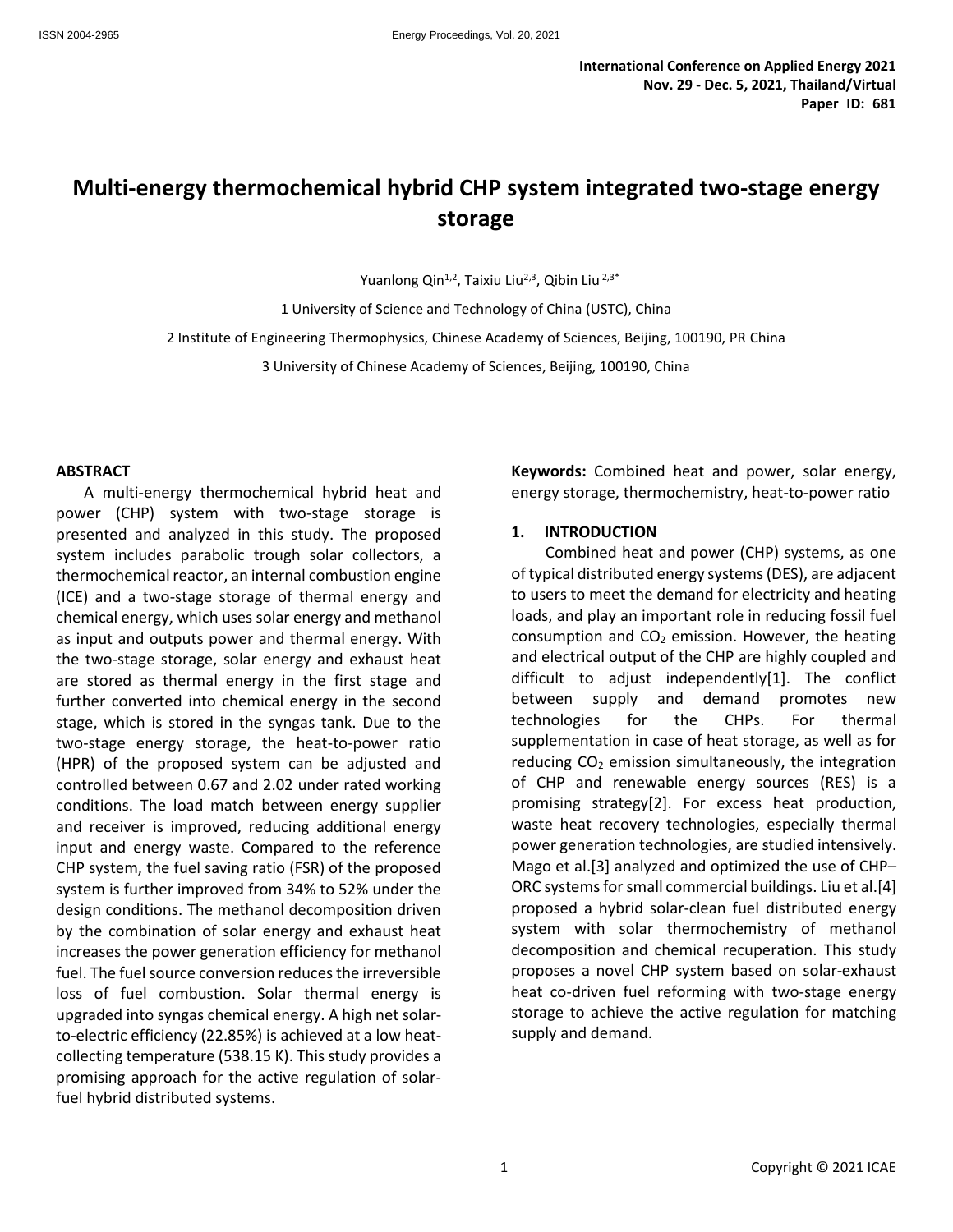**International Conference on Applied Energy 2021**
**Nov. 29 - Dec. 5, 2021, Thailand/Virtual**
**Paper ID: 681**

# Multi-energy thermochemical hybrid CHP system integrated two-stage energy storage

Yuanlong Qin[1,2], Taixiu Liu[2,3], Qibin Liu [2,3*]

1 University of Science and Technology of China (USTC), China

2 Institute of Engineering Thermophysics, Chinese Academy of Sciences, Beijing, 100190, PR China

3 University of Chinese Academy of Sciences, Beijing, 100190, China

## ABSTRACT

A multi-energy thermochemical hybrid heat and power (CHP) system with two-stage storage is presented and analyzed in this study. The proposed system includes parabolic trough solar collectors, a thermochemical reactor, an internal combustion engine (ICE) and a two-stage storage of thermal energy and chemical energy, which uses solar energy and methanol as input and outputs power and thermal energy. With the two-stage storage, solar energy and exhaust heat are stored as thermal energy in the first stage and further converted into chemical energy in the second stage, which is stored in the syngas tank. Due to the two-stage energy storage, the heat-to-power ratio (HPR) of the proposed system can be adjusted and controlled between 0.67 and 2.02 under rated working conditions. The load match between energy supplier and receiver is improved, reducing additional energy input and energy waste. Compared to the reference CHP system, the fuel saving ratio (FSR) of the proposed system is further improved from 34% to 52% under the design conditions. The methanol decomposition driven by the combination of solar energy and exhaust heat increases the power generation efficiency for methanol fuel. The fuel source conversion reduces the irreversible loss of fuel combustion. Solar thermal energy is upgraded into syngas chemical energy. A high net solar-to-electric efficiency (22.85%) is achieved at a low heat-collecting temperature (538.15 K). This study provides a promising approach for the active regulation of solar-fuel hybrid distributed systems.

**Keywords:** Combined heat and power, solar energy, energy storage, thermochemistry, heat-to-power ratio

## 1. INTRODUCTION

Combined heat and power (CHP) systems, as one of typical distributed energy systems (DES), are adjacent to users to meet the demand for electricity and heating loads, and play an important role in reducing fossil fuel consumption and $CO_2$ emission. However, the heating and electrical output of the CHP are highly coupled and difficult to adjust independently[1]. The conflict between supply and demand promotes new technologies for the CHPs. For thermal supplementation in case of heat storage, as well as for reducing $CO_2$ emission simultaneously, the integration of CHP and renewable energy sources (RES) is a promising strategy[2]. For excess heat production, waste heat recovery technologies, especially thermal power generation technologies, are studied intensively. Mago et al.[3] analyzed and optimized the use of CHP–ORC systems for small commercial buildings. Liu et al.[4] proposed a hybrid solar-clean fuel distributed energy system with solar thermochemistry of methanol decomposition and chemical recuperation. This study proposes a novel CHP system based on solar-exhaust heat co-driven fuel reforming with two-stage energy storage to achieve the active regulation for matching supply and demand.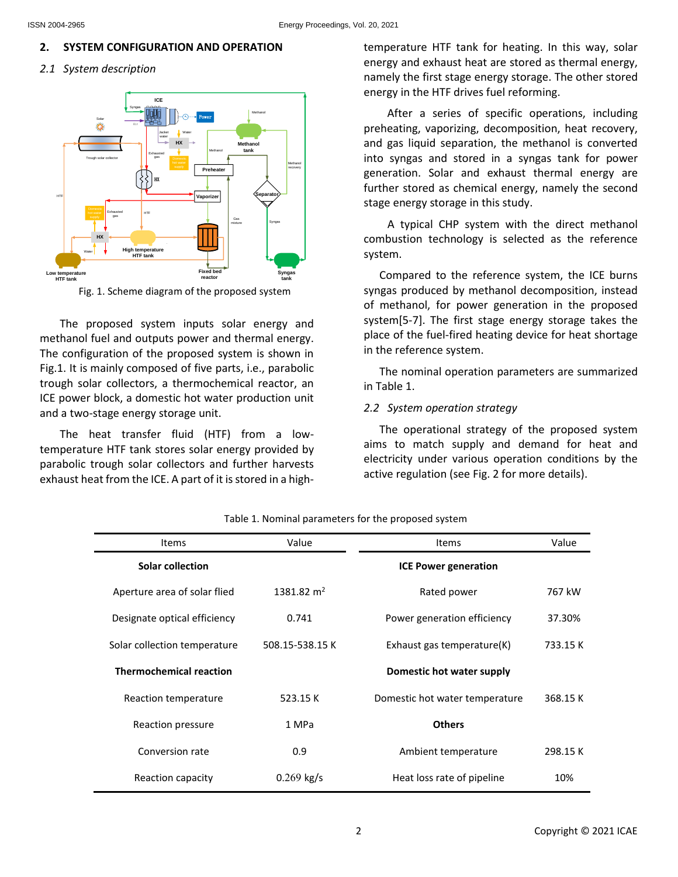## 2. SYSTEM CONFIGURATION AND OPERATION

### *2.1 System description*

Fig. 1. Scheme diagram of the proposed system

The proposed system inputs solar energy and methanol fuel and outputs power and thermal energy. The configuration of the proposed system is shown in Fig.1. It is mainly composed of five parts, i.e., parabolic trough solar collectors, a thermochemical reactor, an ICE power block, a domestic hot water production unit and a two-stage energy storage unit.

The heat transfer fluid (HTF) from a low-temperature HTF tank stores solar energy provided by parabolic trough solar collectors and further harvests exhaust heat from the ICE. A part of it is stored in a high-temperature HTF tank for heating. In this way, solar energy and exhaust heat are stored as thermal energy, namely the first stage energy storage. The other stored energy in the HTF drives fuel reforming.

After a series of specific operations, including preheating, vaporizing, decomposition, heat recovery, and gas liquid separation, the methanol is converted into syngas and stored in a syngas tank for power generation. Solar and exhaust thermal energy are further stored as chemical energy, namely the second stage energy storage in this study.

A typical CHP system with the direct methanol combustion technology is selected as the reference system.

Compared to the reference system, the ICE burns syngas produced by methanol decomposition, instead of methanol, for power generation in the proposed system[5-7]. The first stage energy storage takes the place of the fuel-fired heating device for heat shortage in the reference system.

The nominal operation parameters are summarized in Table 1.

### *2.2 System operation strategy*

The operational strategy of the proposed system aims to match supply and demand for heat and electricity under various operation conditions by the active regulation (see Fig. 2 for more details).

Table 1. Nominal parameters for the proposed system

| Items | Value | Items | Value |
|---|---|---|---|
| **Solar collection** | | **ICE Power generation** | |
| Aperture area of solar flied | 1381.82 $m^2$ | Rated power | 767 kW |
| Designate optical efficiency | 0.741 | Power generation efficiency | 37.30% |
| Solar collection temperature | 508.15-538.15 K | Exhaust gas temperature(K) | 733.15 K |
| **Thermochemical reaction** | | **Domestic hot water supply** | |
| Reaction temperature | 523.15 K | Domestic hot water temperature | 368.15 K |
| Reaction pressure | 1 MPa | **Others** | |
| Conversion rate | 0.9 | Ambient temperature | 298.15 K |
| Reaction capacity | 0.269 kg/s | Heat loss rate of pipeline | 10% |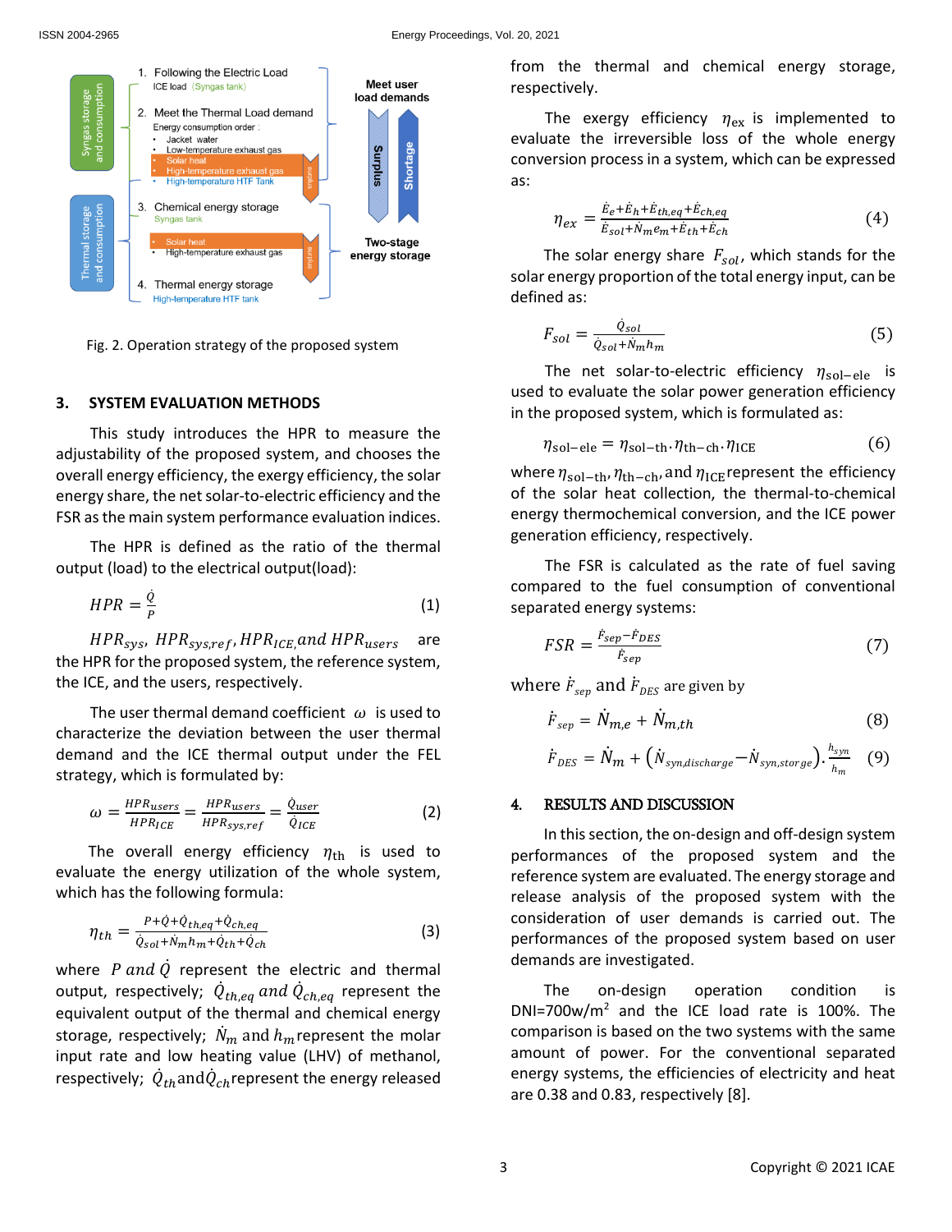Fig. 2. Operation strategy of the proposed system

## 3. SYSTEM EVALUATION METHODS

This study introduces the HPR to measure the adjustability of the proposed system, and chooses the overall energy efficiency, the exergy efficiency, the solar energy share, the net solar-to-electric efficiency and the FSR as the main system performance evaluation indices.

The HPR is defined as the ratio of the thermal output (load) to the electrical output(load):

$$HPR = \frac{\dot{Q}}{P} \tag{1}$$

$HPR_{sys}$, $HPR_{sys,ref}$, $HPR_{ICE,}$ and $HPR_{users}$ are the HPR for the proposed system, the reference system, the ICE, and the users, respectively.

The user thermal demand coefficient $\omega$ is used to characterize the deviation between the user thermal demand and the ICE thermal output under the FEL strategy, which is formulated by:

$$\omega = \frac{HPR_{users}}{HPR_{ICE}} = \frac{HPR_{users}}{HPR_{sys,ref}} = \frac{\dot{Q}_{user}}{\dot{Q}_{ICE}} \tag{2}$$

The overall energy efficiency $\eta_{th}$ is used to evaluate the energy utilization of the whole system, which has the following formula:

$$\eta_{th} = \frac{P+\dot{Q}+\dot{Q}_{th,eq}+\dot{Q}_{ch,eq}}{\dot{Q}_{sol}+\dot{N}_m h_m+\dot{Q}_{th}+\dot{Q}_{ch}} \tag{3}$$

where $P$ and $\dot{Q}$ represent the electric and thermal output, respectively; $\dot{Q}_{th,eq}$ and $\dot{Q}_{ch,eq}$ represent the equivalent output of the thermal and chemical energy storage, respectively; $\dot{N}_m$ and $h_m$ represent the molar input rate and low heating value (LHV) of methanol, respectively; $\dot{Q}_{th}$ and $\dot{Q}_{ch}$ represent the energy released from the thermal and chemical energy storage, respectively.

The exergy efficiency $\eta_{ex}$ is implemented to evaluate the irreversible loss of the whole energy conversion process in a system, which can be expressed as:

$$\eta_{ex} = \frac{\dot{E}_e+\dot{E}_h+\dot{E}_{th,eq}+\dot{E}_{ch,eq}}{\dot{E}_{sol}+\dot{N}_m e_m+\dot{E}_{th}+\dot{E}_{ch}} \tag{4}$$

The solar energy share $F_{sol}$, which stands for the solar energy proportion of the total energy input, can be defined as:

$$F_{sol} = \frac{\dot{Q}_{sol}}{\dot{Q}_{sol}+\dot{N}_m h_m} \tag{5}$$

The net solar-to-electric efficiency $\eta_{sol-ele}$ is used to evaluate the solar power generation efficiency in the proposed system, which is formulated as:

$$\eta_{sol-ele} = \eta_{sol-th} \cdot \eta_{th-ch} \cdot \eta_{ICE} \tag{6}$$

where $\eta_{sol-th}$, $\eta_{th-ch}$, and $\eta_{ICE}$ represent the efficiency of the solar heat collection, the thermal-to-chemical energy thermochemical conversion, and the ICE power generation efficiency, respectively.

The FSR is calculated as the rate of fuel saving compared to the fuel consumption of conventional separated energy systems:

$$FSR = \frac{\dot{F}_{sep}-\dot{F}_{DES}}{\dot{F}_{sep}} \tag{7}$$

where $\dot{F}_{sep}$ and $\dot{F}_{DES}$ are given by

$$\dot{F}_{sep} = \dot{N}_{m,e} + \dot{N}_{m,th} \tag{8}$$

$$\dot{F}_{DES} = \dot{N}_m + \left(\dot{N}_{syn,discharge} - \dot{N}_{syn,storge}\right) \cdot \frac{h_{syn}}{h_m} \tag{9}$$

## 4. RESULTS AND DISCUSSION

In this section, the on-design and off-design system performances of the proposed system and the reference system are evaluated. The energy storage and release analysis of the proposed system with the consideration of user demands is carried out. The performances of the proposed system based on user demands are investigated.

The on-design operation condition is DNI=700w/m$^2$ and the ICE load rate is 100%. The comparison is based on the two systems with the same amount of power. For the conventional separated energy systems, the efficiencies of electricity and heat are 0.38 and 0.83, respectively [8].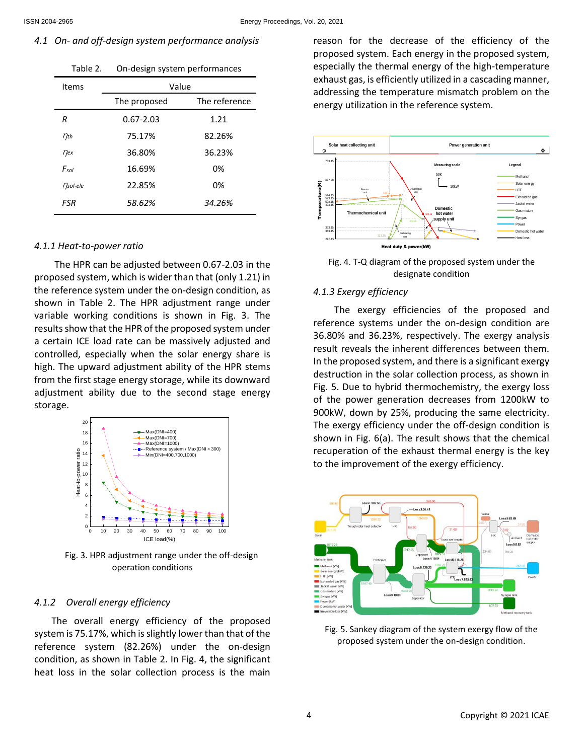### 4.1 On- and off-design system performance analysis

Table 2. On-design system performances

| Items | Value | |
|---|---|---|
| | The proposed | The reference |
| $R$ | 0.67-2.03 | 1.21 |
| $\eta_{th}$ | 75.17% | 82.26% |
| $\eta_{ex}$ | 36.80% | 36.23% |
| $F_{sol}$ | 16.69% | 0% |
| $\eta_{sol\text{-}ele}$ | 22.85% | 0% |
| *FSR* | *58.62%* | *34.26%* |

#### 4.1.1 Heat-to-power ratio

The HPR can be adjusted between 0.67-2.03 in the proposed system, which is wider than that (only 1.21) in the reference system under the on-design condition, as shown in Table 2. The HPR adjustment range under variable working conditions is shown in Fig. 3. The results show that the HPR of the proposed system under a certain ICE load rate can be massively adjusted and controlled, especially when the solar energy share is high. The upward adjustment ability of the HPR stems from the first stage energy storage, while its downward adjustment ability due to the second stage energy storage.

Fig. 3. HPR adjustment range under the off-design operation conditions

#### 4.1.2 Overall energy efficiency

The overall energy efficiency of the proposed system is 75.17%, which is slightly lower than that of the reference system (82.26%) under the on-design condition, as shown in Table 2. In Fig. 4, the significant heat loss in the solar collection process is the main reason for the decrease of the efficiency of the proposed system. Each energy in the proposed system, especially the thermal energy of the high-temperature exhaust gas, is efficiently utilized in a cascading manner, addressing the temperature mismatch problem on the energy utilization in the reference system.

Fig. 4. T-Q diagram of the proposed system under the designate condition

#### 4.1.3 Exergy efficiency

The exergy efficiencies of the proposed and reference systems under the on-design condition are 36.80% and 36.23%, respectively. The exergy analysis result reveals the inherent differences between them. In the proposed system, and there is a significant exergy destruction in the solar collection process, as shown in Fig. 5. Due to hybrid thermochemistry, the exergy loss of the power generation decreases from 1200kW to 900kW, down by 25%, producing the same electricity. The exergy efficiency under the off-design condition is shown in Fig. 6(a). The result shows that the chemical recuperation of the exhaust thermal energy is the key to the improvement of the exergy efficiency.

Fig. 5. Sankey diagram of the system exergy flow of the proposed system under the on-design condition.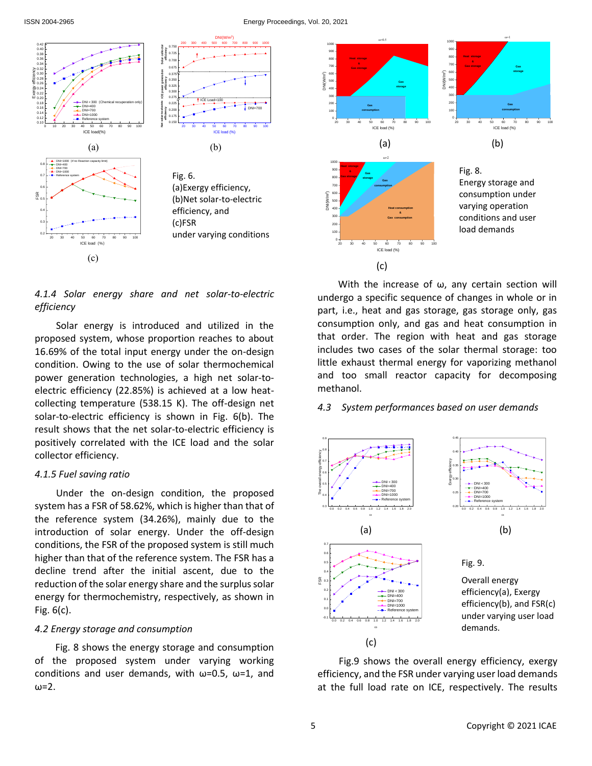Fig. 6. (a)Exergy efficiency, (b)Net solar-to-electric efficiency, and (c)FSR under varying conditions

Fig. 8. Energy storage and consumption under varying operation conditions and user load demands

### *4.1.4 Solar energy share and net solar-to-electric efficiency*

Solar energy is introduced and utilized in the proposed system, whose proportion reaches to about 16.69% of the total input energy under the on-design condition. Owing to the use of solar thermochemical power generation technologies, a high net solar-to-electric efficiency (22.85%) is achieved at a low heat-collecting temperature (538.15 K). The off-design net solar-to-electric efficiency is shown in Fig. 6(b). The result shows that the net solar-to-electric efficiency is positively correlated with the ICE load and the solar collector efficiency.

### *4.1.5 Fuel saving ratio*

Under the on-design condition, the proposed system has a FSR of 58.62%, which is higher than that of the reference system (34.26%), mainly due to the introduction of solar energy. Under the off-design conditions, the FSR of the proposed system is still much higher than that of the reference system. The FSR has a decline trend after the initial ascent, due to the reduction of the solar energy share and the surplus solar energy for thermochemistry, respectively, as shown in Fig. 6(c).

### *4.2 Energy storage and consumption*

Fig. 8 shows the energy storage and consumption of the proposed system under varying working conditions and user demands, with ω=0.5, ω=1, and ω=2.

With the increase of ω, any certain section will undergo a specific sequence of changes in whole or in part, i.e., heat and gas storage, gas storage only, gas consumption only, and gas and heat consumption in that order. The region with heat and gas storage includes two cases of the solar thermal storage: too little exhaust thermal energy for vaporizing methanol and too small reactor capacity for decomposing methanol.

### *4.3 System performances based on user demands*

Fig. 9. Overall energy efficiency(a), Exergy efficiency(b), and FSR(c) under varying user load demands.

Fig.9 shows the overall energy efficiency, exergy efficiency, and the FSR under varying user load demands at the full load rate on ICE, respectively. The results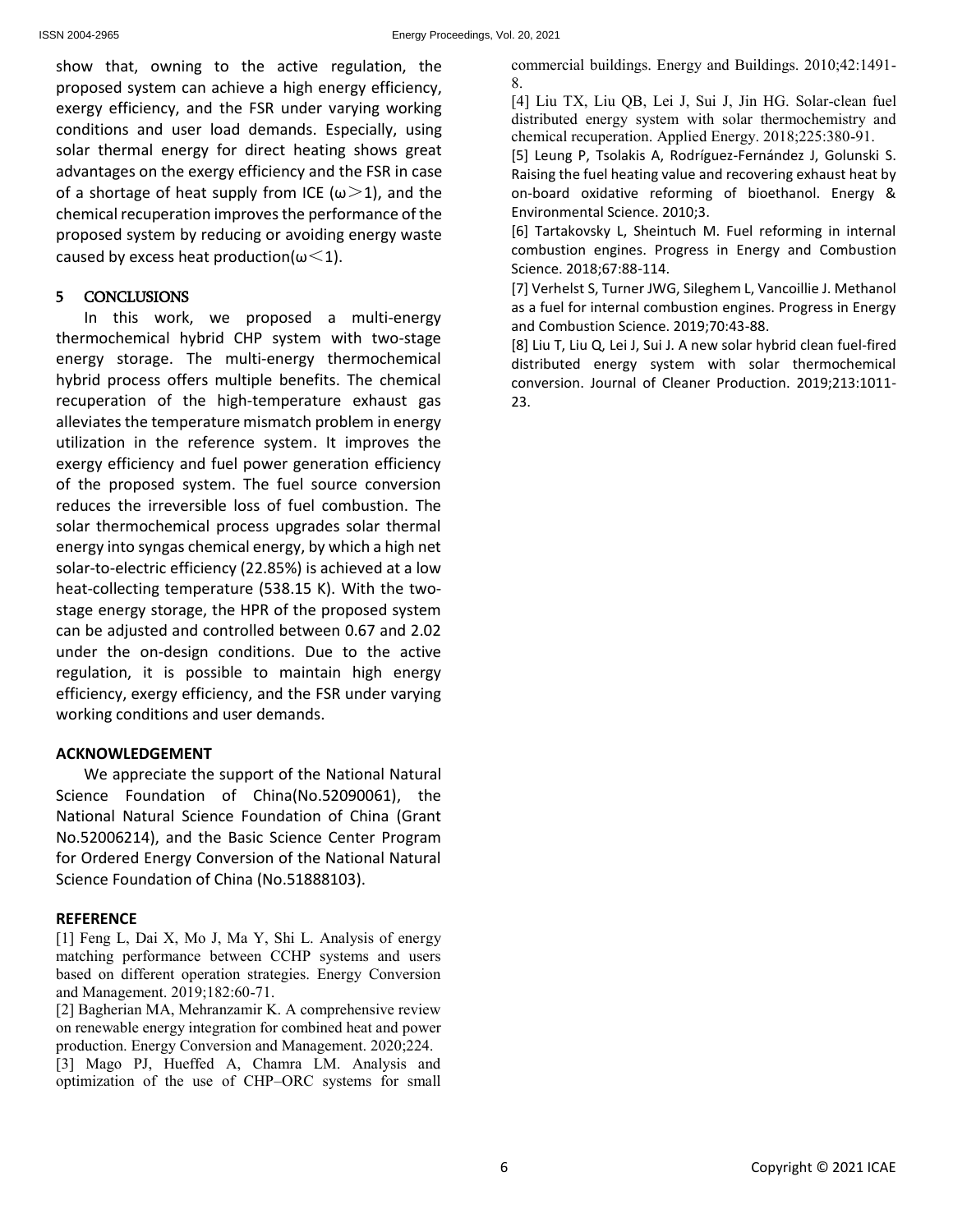show that, owning to the active regulation, the proposed system can achieve a high energy efficiency, exergy efficiency, and the FSR under varying working conditions and user load demands. Especially, using solar thermal energy for direct heating shows great advantages on the exergy efficiency and the FSR in case of a shortage of heat supply from ICE ($\omega > 1$), and the chemical recuperation improves the performance of the proposed system by reducing or avoiding energy waste caused by excess heat production($\omega < 1$).

## 5 CONCLUSIONS

In this work, we proposed a multi-energy thermochemical hybrid CHP system with two-stage energy storage. The multi-energy thermochemical hybrid process offers multiple benefits. The chemical recuperation of the high-temperature exhaust gas alleviates the temperature mismatch problem in energy utilization in the reference system. It improves the exergy efficiency and fuel power generation efficiency of the proposed system. The fuel source conversion reduces the irreversible loss of fuel combustion. The solar thermochemical process upgrades solar thermal energy into syngas chemical energy, by which a high net solar-to-electric efficiency (22.85%) is achieved at a low heat-collecting temperature (538.15 K). With the two-stage energy storage, the HPR of the proposed system can be adjusted and controlled between 0.67 and 2.02 under the on-design conditions. Due to the active regulation, it is possible to maintain high energy efficiency, exergy efficiency, and the FSR under varying working conditions and user demands.

## ACKNOWLEDGEMENT

We appreciate the support of the National Natural Science Foundation of China(No.52090061), the National Natural Science Foundation of China (Grant No.52006214), and the Basic Science Center Program for Ordered Energy Conversion of the National Natural Science Foundation of China (No.51888103).

## REFERENCE

[1] Feng L, Dai X, Mo J, Ma Y, Shi L. Analysis of energy matching performance between CCHP systems and users based on different operation strategies. Energy Conversion and Management. 2019;182:60-71.

[2] Bagherian MA, Mehranzamir K. A comprehensive review on renewable energy integration for combined heat and power production. Energy Conversion and Management. 2020;224.

[3] Mago PJ, Hueffed A, Chamra LM. Analysis and optimization of the use of CHP–ORC systems for small commercial buildings. Energy and Buildings. 2010;42:1491-8.

[4] Liu TX, Liu QB, Lei J, Sui J, Jin HG. Solar-clean fuel distributed energy system with solar thermochemistry and chemical recuperation. Applied Energy. 2018;225:380-91.

[5] Leung P, Tsolakis A, Rodríguez-Fernández J, Golunski S. Raising the fuel heating value and recovering exhaust heat by on-board oxidative reforming of bioethanol. Energy & Environmental Science. 2010;3.

[6] Tartakovsky L, Sheintuch M. Fuel reforming in internal combustion engines. Progress in Energy and Combustion Science. 2018;67:88-114.

[7] Verhelst S, Turner JWG, Sileghem L, Vancoillie J. Methanol as a fuel for internal combustion engines. Progress in Energy and Combustion Science. 2019;70:43-88.

[8] Liu T, Liu Q, Lei J, Sui J. A new solar hybrid clean fuel-fired distributed energy system with solar thermochemical conversion. Journal of Cleaner Production. 2019;213:1011-23.